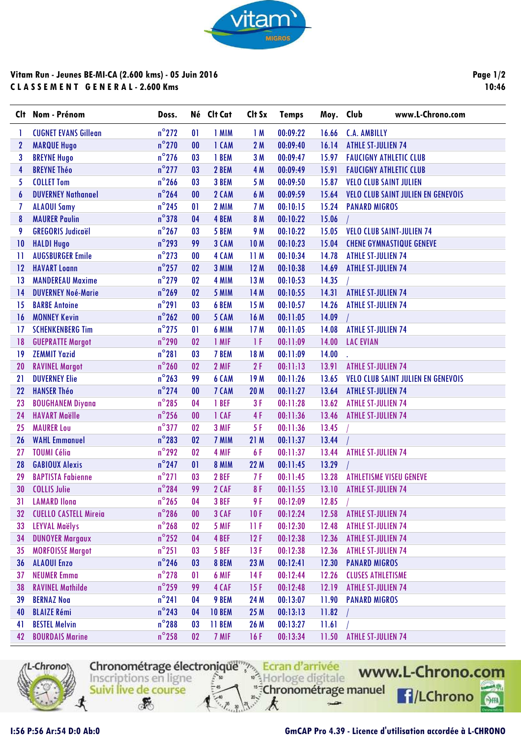**Vitam Run - Jeunes BE-MI-CA (2.600 kms) - 05 Juin 2016**

**C L A S S E M E N T   G E N E R A L - 2.600 Kms**

10:46

| Clt | Nom - Prénom | Doss. | Né | Clt Cat | Clt Sx | Temps | Moy. | Club |
|---|---|---|---|---|---|---|---|---|
| 1 | CUGNET EVANS Gillean | n°272 | 01 | 1 MIM | 1 M | 00:09:22 | 16.66 | C.A. AMBILLY |
| 2 | MARQUE Hugo | n°270 | 00 | 1 CAM | 2 M | 00:09:40 | 16.14 | ATHLE ST-JULIEN 74 |
| 3 | BREYNE Hugo | n°276 | 03 | 1 BEM | 3 M | 00:09:47 | 15.97 | FAUCIGNY ATHLETIC CLUB |
| 4 | BREYNE Théo | n°277 | 03 | 2 BEM | 4 M | 00:09:49 | 15.91 | FAUCIGNY ATHLETIC CLUB |
| 5 | COLLET Tom | n°266 | 03 | 3 BEM | 5 M | 00:09:50 | 15.87 | VELO CLUB SAINT JULIEN |
| 6 | DUVERNEY Nathanael | n°264 | 00 | 2 CAM | 6 M | 00:09:59 | 15.64 | VELO CLUB SAINT JULIEN EN GENEVOIS |
| 7 | ALAOUI Samy | n°245 | 01 | 2 MIM | 7 M | 00:10:15 | 15.24 | PANARD MIGROS |
| 8 | MAURER Paulin | n°378 | 04 | 4 BEM | 8 M | 00:10:22 | 15.06 | / |
| 9 | GREGORIS Judicaël | n°267 | 03 | 5 BEM | 9 M | 00:10:22 | 15.05 | VELO CLUB SAINT-JULIEN 74 |
| 10 | HALDI Hugo | n°293 | 99 | 3 CAM | 10 M | 00:10:23 | 15.04 | CHENE GYMNASTIQUE GENEVE |
| 11 | AUGSBURGER Emile | n°273 | 00 | 4 CAM | 11 M | 00:10:34 | 14.78 | ATHLE ST-JULIEN 74 |
| 12 | HAVART Loann | n°257 | 02 | 3 MIM | 12 M | 00:10:38 | 14.69 | ATHLE ST-JULIEN 74 |
| 13 | MANDEREAU Maxime | n°279 | 02 | 4 MIM | 13 M | 00:10:53 | 14.35 | / |
| 14 | DUVERNEY Noé-Marie | n°269 | 02 | 5 MIM | 14 M | 00:10:55 | 14.31 | ATHLE ST-JULIEN 74 |
| 15 | BARBE Antoine | n°291 | 03 | 6 BEM | 15 M | 00:10:57 | 14.26 | ATHLE ST-JULIEN 74 |
| 16 | MONNEY Kevin | n°262 | 00 | 5 CAM | 16 M | 00:11:05 | 14.09 | / |
| 17 | SCHENKENBERG Tim | n°275 | 01 | 6 MIM | 17 M | 00:11:05 | 14.08 | ATHLE ST-JULIEN 74 |
| 18 | GUEPRATTE Margot | n°290 | 02 | 1 MIF | 1 F | 00:11:09 | 14.00 | LAC EVIAN |
| 19 | ZEMMIT Yazid | n°281 | 03 | 7 BEM | 18 M | 00:11:09 | 14.00 | . |
| 20 | RAVINEL Margot | n°260 | 02 | 2 MIF | 2 F | 00:11:13 | 13.91 | ATHLE ST-JULIEN 74 |
| 21 | DUVERNEY Elie | n°263 | 99 | 6 CAM | 19 M | 00:11:26 | 13.65 | VELO CLUB SAINT JULIEN EN GENEVOIS |
| 22 | HANSER Théo | n°274 | 00 | 7 CAM | 20 M | 00:11:27 | 13.64 | ATHLE ST-JULIEN 74 |
| 23 | BOUGHANEM Diyana | n°285 | 04 | 1 BEF | 3 F | 00:11:28 | 13.62 | ATHLE ST-JULIEN 74 |
| 24 | HAVART Maëlle | n°256 | 00 | 1 CAF | 4 F | 00:11:36 | 13.46 | ATHLE ST-JULIEN 74 |
| 25 | MAURER Lou | n°377 | 02 | 3 MIF | 5 F | 00:11:36 | 13.45 | / |
| 26 | WAHL Emmanuel | n°283 | 02 | 7 MIM | 21 M | 00:11:37 | 13.44 | / |
| 27 | TOUMI Célia | n°292 | 02 | 4 MIF | 6 F | 00:11:37 | 13.44 | ATHLE ST-JULIEN 74 |
| 28 | GABIOUX Alexis | n°247 | 01 | 8 MIM | 22 M | 00:11:45 | 13.29 | / |
| 29 | BAPTISTA Fabienne | n°271 | 03 | 2 BEF | 7 F | 00:11:45 | 13.28 | ATHLETISME VISEU GENEVE |
| 30 | COLLIS Julie | n°284 | 99 | 2 CAF | 8 F | 00:11:55 | 13.10 | ATHLE ST-JULIEN 74 |
| 31 | LAMARD Ilona | n°265 | 04 | 3 BEF | 9 F | 00:12:09 | 12.85 | / |
| 32 | CUELLO CASTELL Mireia | n°286 | 00 | 3 CAF | 10 F | 00:12:24 | 12.58 | ATHLE ST-JULIEN 74 |
| 33 | LEYVAL Maëlys | n°268 | 02 | 5 MIF | 11 F | 00:12:30 | 12.48 | ATHLE ST-JULIEN 74 |
| 34 | DUNOYER Margaux | n°252 | 04 | 4 BEF | 12 F | 00:12:38 | 12.36 | ATHLE ST-JULIEN 74 |
| 35 | MORFOISSE Margot | n°251 | 03 | 5 BEF | 13 F | 00:12:38 | 12.36 | ATHLE ST-JULIEN 74 |
| 36 | ALAOUI Enzo | n°246 | 03 | 8 BEM | 23 M | 00:12:41 | 12.30 | PANARD MIGROS |
| 37 | NEUMER Emma | n°278 | 01 | 6 MIF | 14 F | 00:12:44 | 12.26 | CLUSES ATHLETISME |
| 38 | RAVINEL Mathilde | n°259 | 99 | 4 CAF | 15 F | 00:12:48 | 12.19 | ATHLE ST-JULIEN 74 |
| 39 | BERNAZ Noa | n°241 | 04 | 9 BEM | 24 M | 00:13:07 | 11.90 | PANARD MIGROS |
| 40 | BLAIZE Rémi | n°243 | 04 | 10 BEM | 25 M | 00:13:13 | 11.82 | / |
| 41 | BESTEL Melvin | n°288 | 03 | 11 BEM | 26 M | 00:13:27 | 11.61 | / |
| 42 | BOURDAIS Marine | n°258 | 02 | 7 MIF | 16 F | 00:13:34 | 11.50 | ATHLE ST-JULIEN 74 |

Chronométrage électronique · Inscriptions en ligne · Suivi live de course · Ecran d'arrivée · Horloge digitale · Chronométrage manuel · www.L-Chrono.com · /LChrono

I:56 P:56 Ar:54 D:0 Ab:0

GmCAP Pro 4.39 - Licence d'utilisation accordée à L-CHRONO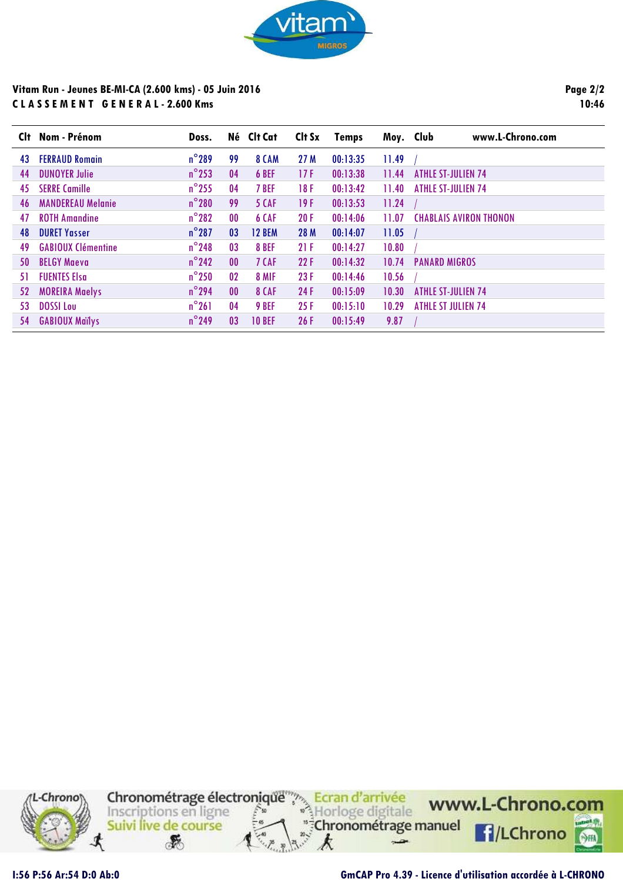Vitam Run - Jeunes BE-MI-CA (2.600 kms) - 05 Juin 2016

C L A S S E M E N T   G E N E R A L - 2.600 Kms

10:46

| Clt | Nom - Prénom | Doss. | Né | Clt Cat | Clt Sx | Temps | Moy. | Club |
|---|---|---|---|---|---|---|---|---|
| 43 | FERRAUD Romain | n°289 | 99 | 8 CAM | 27 M | 00:13:35 | 11.49 | / |
| 44 | DUNOYER Julie | n°253 | 04 | 6 BEF | 17 F | 00:13:38 | 11.44 | ATHLE ST-JULIEN 74 |
| 45 | SERRE Camille | n°255 | 04 | 7 BEF | 18 F | 00:13:42 | 11.40 | ATHLE ST-JULIEN 74 |
| 46 | MANDEREAU Melanie | n°280 | 99 | 5 CAF | 19 F | 00:13:53 | 11.24 | / |
| 47 | ROTH Amandine | n°282 | 00 | 6 CAF | 20 F | 00:14:06 | 11.07 | CHABLAIS AVIRON THONON |
| 48 | DURET Yasser | n°287 | 03 | 12 BEM | 28 M | 00:14:07 | 11.05 | / |
| 49 | GABIOUX Clémentine | n°248 | 03 | 8 BEF | 21 F | 00:14:27 | 10.80 | / |
| 50 | BELGY Maeva | n°242 | 00 | 7 CAF | 22 F | 00:14:32 | 10.74 | PANARD MIGROS |
| 51 | FUENTES Elsa | n°250 | 02 | 8 MIF | 23 F | 00:14:46 | 10.56 | / |
| 52 | MOREIRA Maelys | n°294 | 00 | 8 CAF | 24 F | 00:15:09 | 10.30 | ATHLE ST-JULIEN 74 |
| 53 | DOSSI Lou | n°261 | 04 | 9 BEF | 25 F | 00:15:10 | 10.29 | ATHLE ST JULIEN 74 |
| 54 | GABIOUX Maïlys | n°249 | 03 | 10 BEF | 26 F | 00:15:49 | 9.87 | / |

I:56 P:56 Ar:54 D:0 Ab:0

GmCAP Pro 4.39 - Licence d'utilisation accordée à L-CHRONO